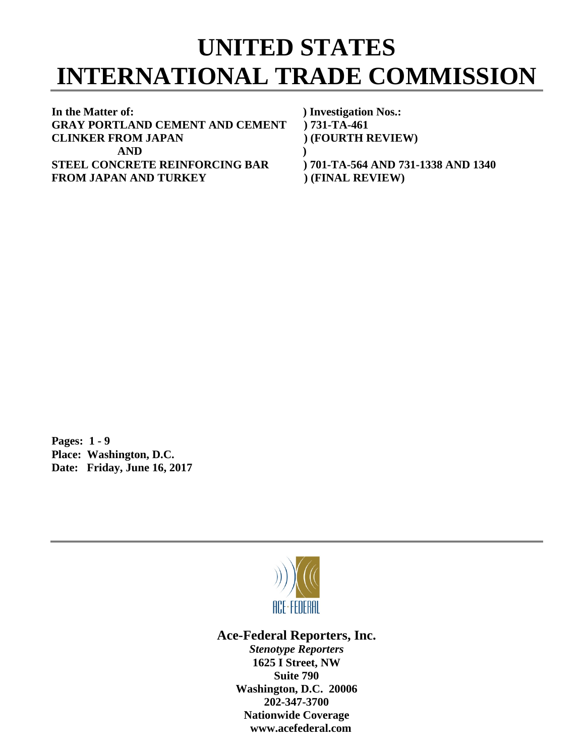# UNITED STATES INTERNATIONAL TRADE COMMISSION

| In the Matter of: | ) Investigation Nos.: |
|---|---|
| **GRAY PORTLAND CEMENT AND CEMENT** | **) 731-TA-461** |
| **CLINKER FROM JAPAN** | **) (FOURTH REVIEW)** |
| **AND** | **)** |
| **STEEL CONCRETE REINFORCING BAR** | **) 701-TA-564 AND 731-1338 AND 1340** |
| **FROM JAPAN AND TURKEY** | **) (FINAL REVIEW)** |

**Pages: 1 - 9**
**Place: Washington, D.C.**
**Date: Friday, June 16, 2017**

---

**Ace-Federal Reporters, Inc.**
***Stenotype Reporters***
**1625 I Street, NW**
**Suite 790**
**Washington, D.C. 20006**
**202-347-3700**
**Nationwide Coverage**
**www.acefederal.com**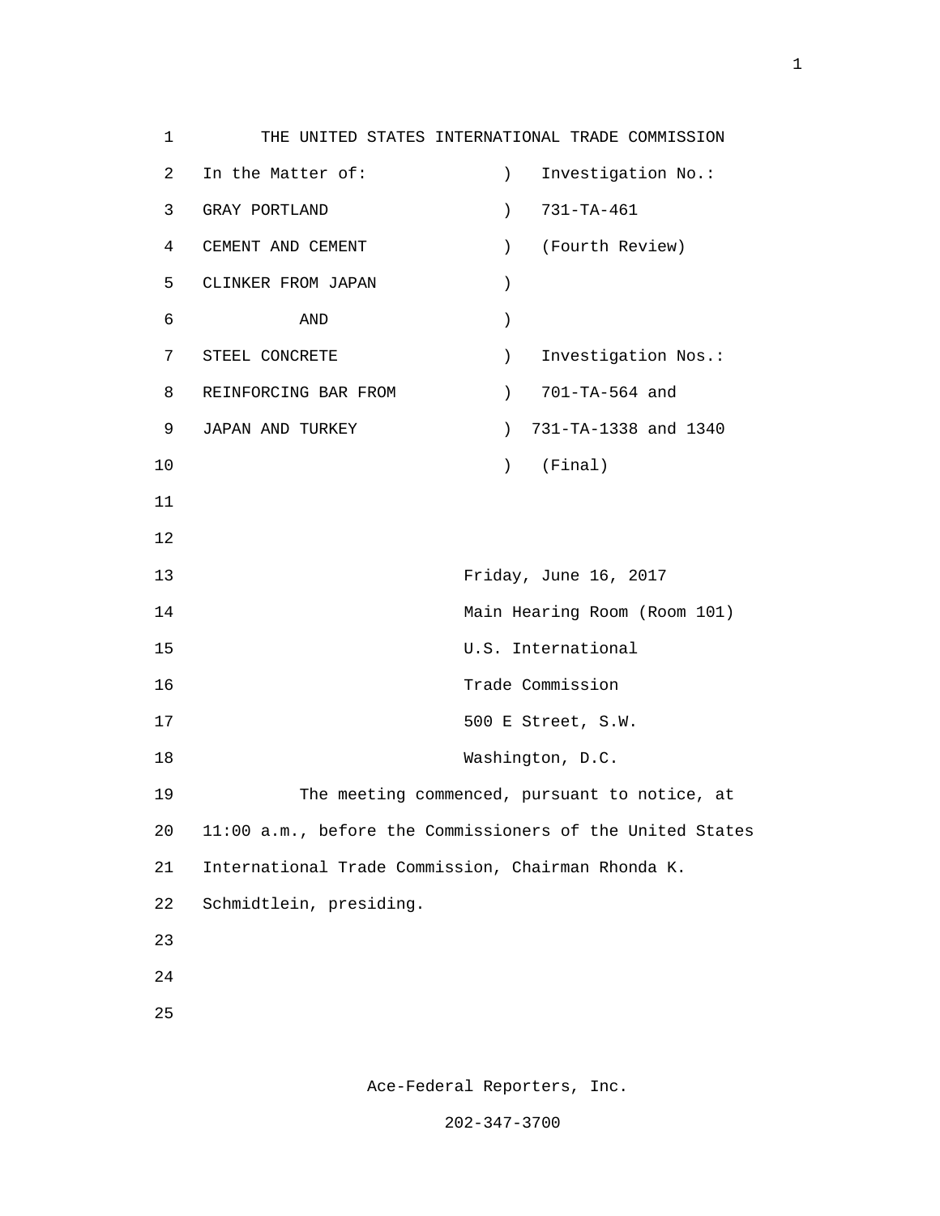THE UNITED STATES INTERNATIONAL TRADE COMMISSION

| In the Matter of: | ) | Investigation No.: |
|---|---|---|
| GRAY PORTLAND | ) | 731-TA-461 |
| CEMENT AND CEMENT | ) | (Fourth Review) |
| CLINKER FROM JAPAN | ) | |
| AND | ) | |
| STEEL CONCRETE | ) | Investigation Nos.: |
| REINFORCING BAR FROM | ) | 701-TA-564 and |
| JAPAN AND TURKEY | ) | 731-TA-1338 and 1340 |
| | ) | (Final) |

Friday, June 16, 2017
Main Hearing Room (Room 101)
U.S. International
Trade Commission
500 E Street, S.W.
Washington, D.C.

The meeting commenced, pursuant to notice, at 11:00 a.m., before the Commissioners of the United States International Trade Commission, Chairman Rhonda K. Schmidtlein, presiding.

Ace-Federal Reporters, Inc.

202-347-3700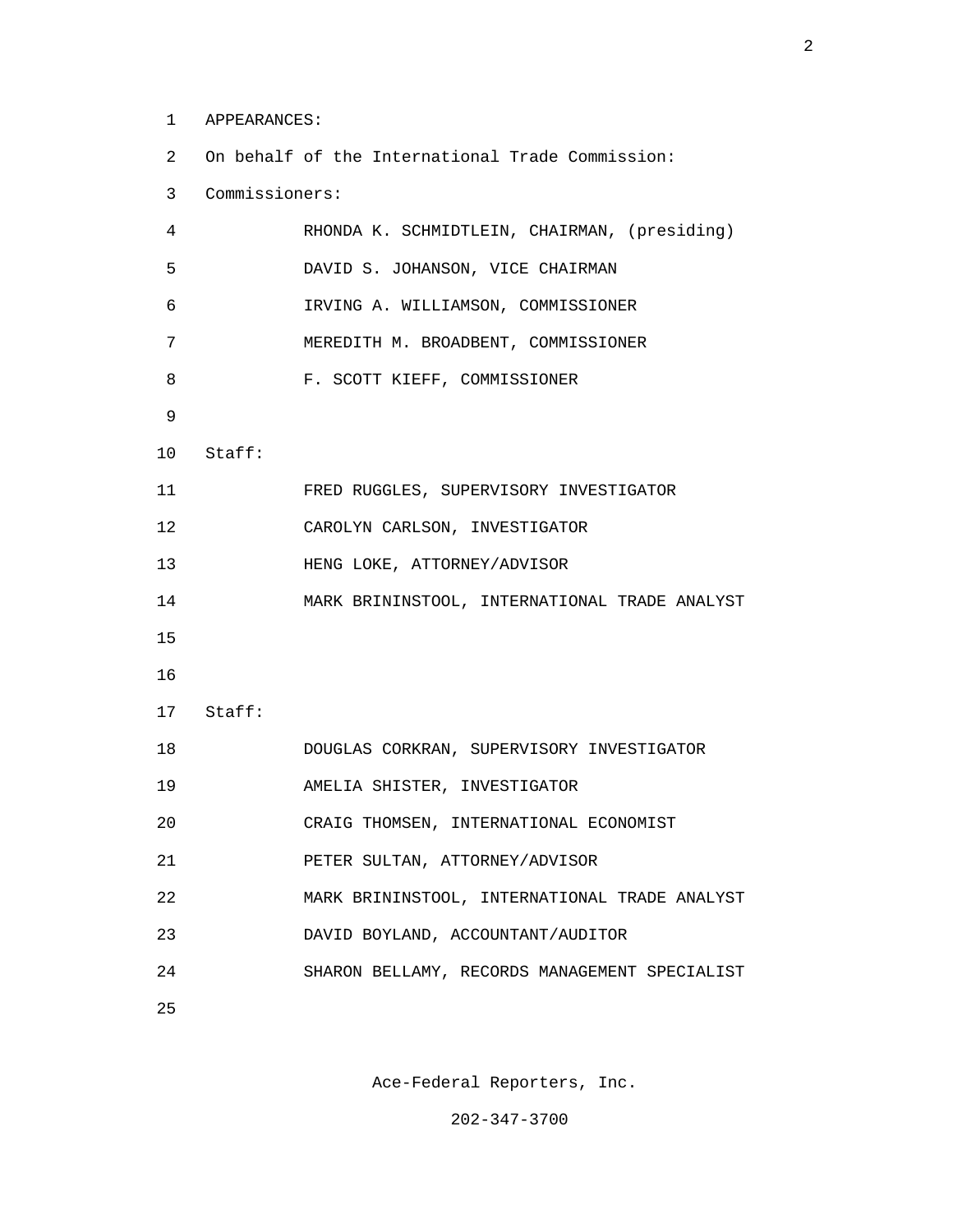APPEARANCES:

On behalf of the International Trade Commission:

Commissioners:

RHONDA K. SCHMIDTLEIN, CHAIRMAN, (presiding)

DAVID S. JOHANSON, VICE CHAIRMAN

IRVING A. WILLIAMSON, COMMISSIONER

MEREDITH M. BROADBENT, COMMISSIONER

F. SCOTT KIEFF, COMMISSIONER

Staff:

FRED RUGGLES, SUPERVISORY INVESTIGATOR

CAROLYN CARLSON, INVESTIGATOR

HENG LOKE, ATTORNEY/ADVISOR

MARK BRININSTOOL, INTERNATIONAL TRADE ANALYST

Staff:

DOUGLAS CORKRAN, SUPERVISORY INVESTIGATOR

AMELIA SHISTER, INVESTIGATOR

CRAIG THOMSEN, INTERNATIONAL ECONOMIST

PETER SULTAN, ATTORNEY/ADVISOR

MARK BRININSTOOL, INTERNATIONAL TRADE ANALYST

DAVID BOYLAND, ACCOUNTANT/AUDITOR

SHARON BELLAMY, RECORDS MANAGEMENT SPECIALIST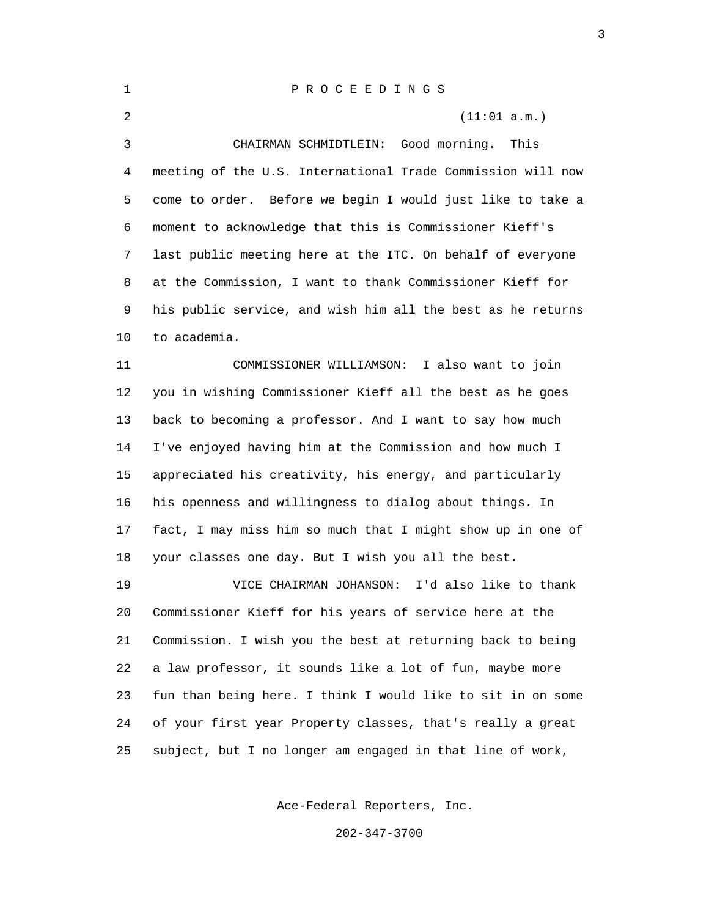P R O C E E D I N G S

(11:01 a.m.)

CHAIRMAN SCHMIDTLEIN: Good morning. This meeting of the U.S. International Trade Commission will now come to order. Before we begin I would just like to take a moment to acknowledge that this is Commissioner Kieff's last public meeting here at the ITC. On behalf of everyone at the Commission, I want to thank Commissioner Kieff for his public service, and wish him all the best as he returns to academia.

COMMISSIONER WILLIAMSON: I also want to join you in wishing Commissioner Kieff all the best as he goes back to becoming a professor. And I want to say how much I've enjoyed having him at the Commission and how much I appreciated his creativity, his energy, and particularly his openness and willingness to dialog about things. In fact, I may miss him so much that I might show up in one of your classes one day. But I wish you all the best.

VICE CHAIRMAN JOHANSON: I'd also like to thank Commissioner Kieff for his years of service here at the Commission. I wish you the best at returning back to being a law professor, it sounds like a lot of fun, maybe more fun than being here. I think I would like to sit in on some of your first year Property classes, that's really a great subject, but I no longer am engaged in that line of work,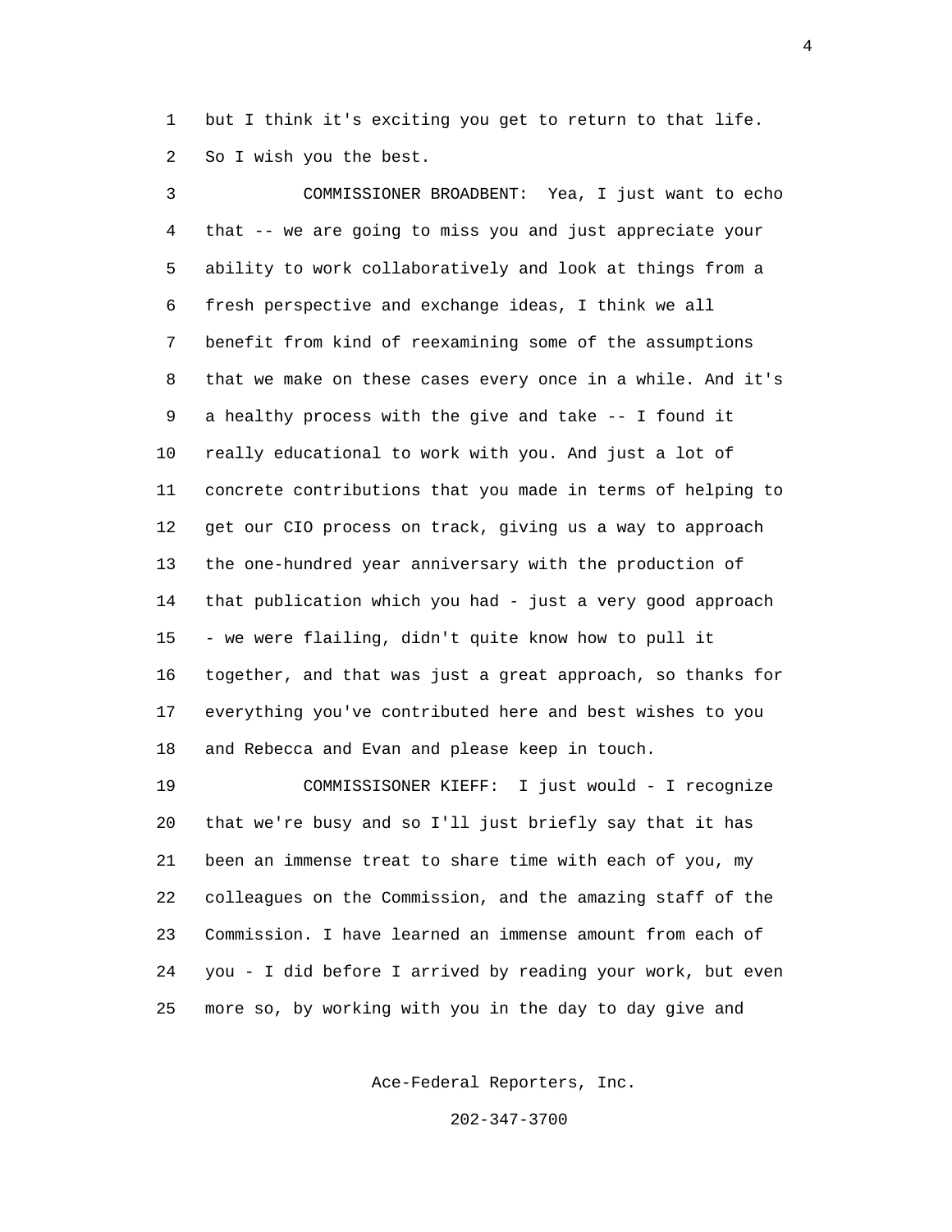but I think it's exciting you get to return to that life. So I wish you the best.

COMMISSIONER BROADBENT: Yea, I just want to echo that -- we are going to miss you and just appreciate your ability to work collaboratively and look at things from a fresh perspective and exchange ideas, I think we all benefit from kind of reexamining some of the assumptions that we make on these cases every once in a while. And it's a healthy process with the give and take -- I found it really educational to work with you. And just a lot of concrete contributions that you made in terms of helping to get our CIO process on track, giving us a way to approach the one-hundred year anniversary with the production of that publication which you had - just a very good approach - we were flailing, didn't quite know how to pull it together, and that was just a great approach, so thanks for everything you've contributed here and best wishes to you and Rebecca and Evan and please keep in touch.

COMMISSISONER KIEFF: I just would - I recognize that we're busy and so I'll just briefly say that it has been an immense treat to share time with each of you, my colleagues on the Commission, and the amazing staff of the Commission. I have learned an immense amount from each of you - I did before I arrived by reading your work, but even more so, by working with you in the day to day give and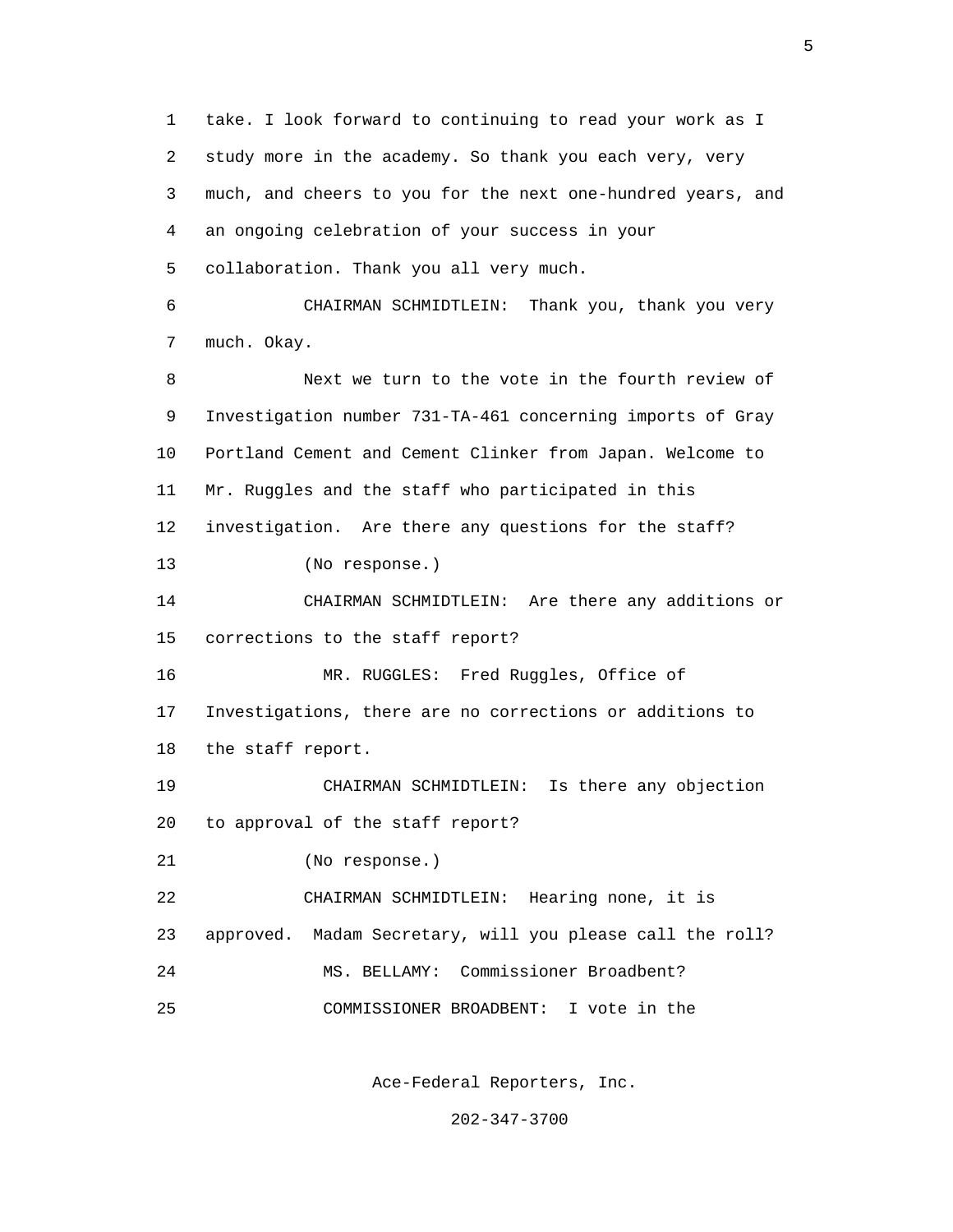take. I look forward to continuing to read your work as I study more in the academy. So thank you each very, very much, and cheers to you for the next one-hundred years, and an ongoing celebration of your success in your collaboration. Thank you all very much.

CHAIRMAN SCHMIDTLEIN: Thank you, thank you very much. Okay.

Next we turn to the vote in the fourth review of Investigation number 731-TA-461 concerning imports of Gray Portland Cement and Cement Clinker from Japan. Welcome to Mr. Ruggles and the staff who participated in this investigation. Are there any questions for the staff?

(No response.)

CHAIRMAN SCHMIDTLEIN: Are there any additions or corrections to the staff report?

MR. RUGGLES: Fred Ruggles, Office of Investigations, there are no corrections or additions to the staff report.

CHAIRMAN SCHMIDTLEIN: Is there any objection to approval of the staff report?

(No response.)

CHAIRMAN SCHMIDTLEIN: Hearing none, it is approved. Madam Secretary, will you please call the roll?

MS. BELLAMY: Commissioner Broadbent?

COMMISSIONER BROADBENT: I vote in the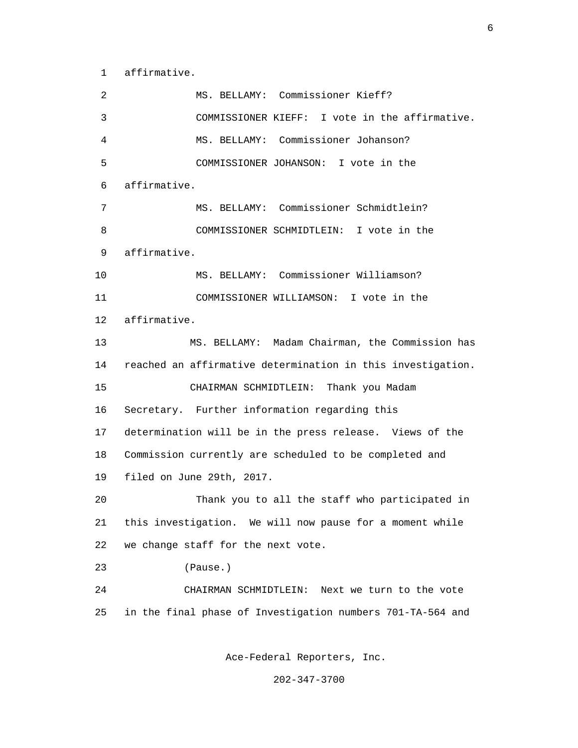affirmative.

MS. BELLAMY: Commissioner Kieff?

COMMISSIONER KIEFF: I vote in the affirmative.

MS. BELLAMY: Commissioner Johanson?

COMMISSIONER JOHANSON: I vote in the affirmative.

MS. BELLAMY: Commissioner Schmidtlein?

COMMISSIONER SCHMIDTLEIN: I vote in the affirmative.

MS. BELLAMY: Commissioner Williamson?

COMMISSIONER WILLIAMSON: I vote in the affirmative.

MS. BELLAMY: Madam Chairman, the Commission has reached an affirmative determination in this investigation.

CHAIRMAN SCHMIDTLEIN: Thank you Madam Secretary. Further information regarding this determination will be in the press release. Views of the Commission currently are scheduled to be completed and filed on June 29th, 2017.

Thank you to all the staff who participated in this investigation. We will now pause for a moment while we change staff for the next vote.

(Pause.)

CHAIRMAN SCHMIDTLEIN: Next we turn to the vote in the final phase of Investigation numbers 701-TA-564 and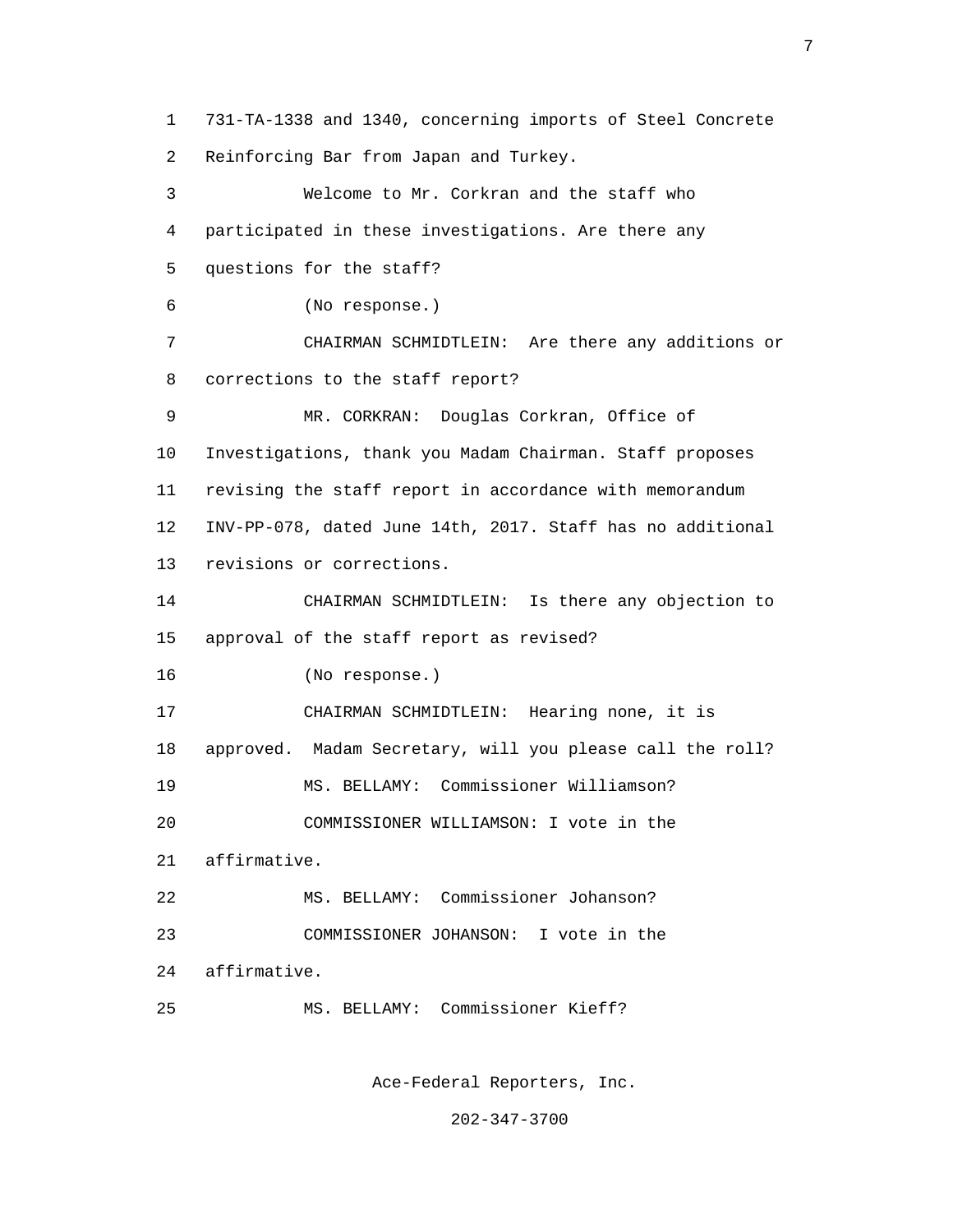731-TA-1338 and 1340, concerning imports of Steel Concrete Reinforcing Bar from Japan and Turkey.

Welcome to Mr. Corkran and the staff who participated in these investigations. Are there any questions for the staff?

(No response.)

CHAIRMAN SCHMIDTLEIN: Are there any additions or corrections to the staff report?

MR. CORKRAN: Douglas Corkran, Office of Investigations, thank you Madam Chairman. Staff proposes revising the staff report in accordance with memorandum INV-PP-078, dated June 14th, 2017. Staff has no additional revisions or corrections.

CHAIRMAN SCHMIDTLEIN: Is there any objection to approval of the staff report as revised?

(No response.)

CHAIRMAN SCHMIDTLEIN: Hearing none, it is approved. Madam Secretary, will you please call the roll?

MS. BELLAMY: Commissioner Williamson?

COMMISSIONER WILLIAMSON: I vote in the affirmative.

MS. BELLAMY: Commissioner Johanson?

COMMISSIONER JOHANSON: I vote in the affirmative.

MS. BELLAMY: Commissioner Kieff?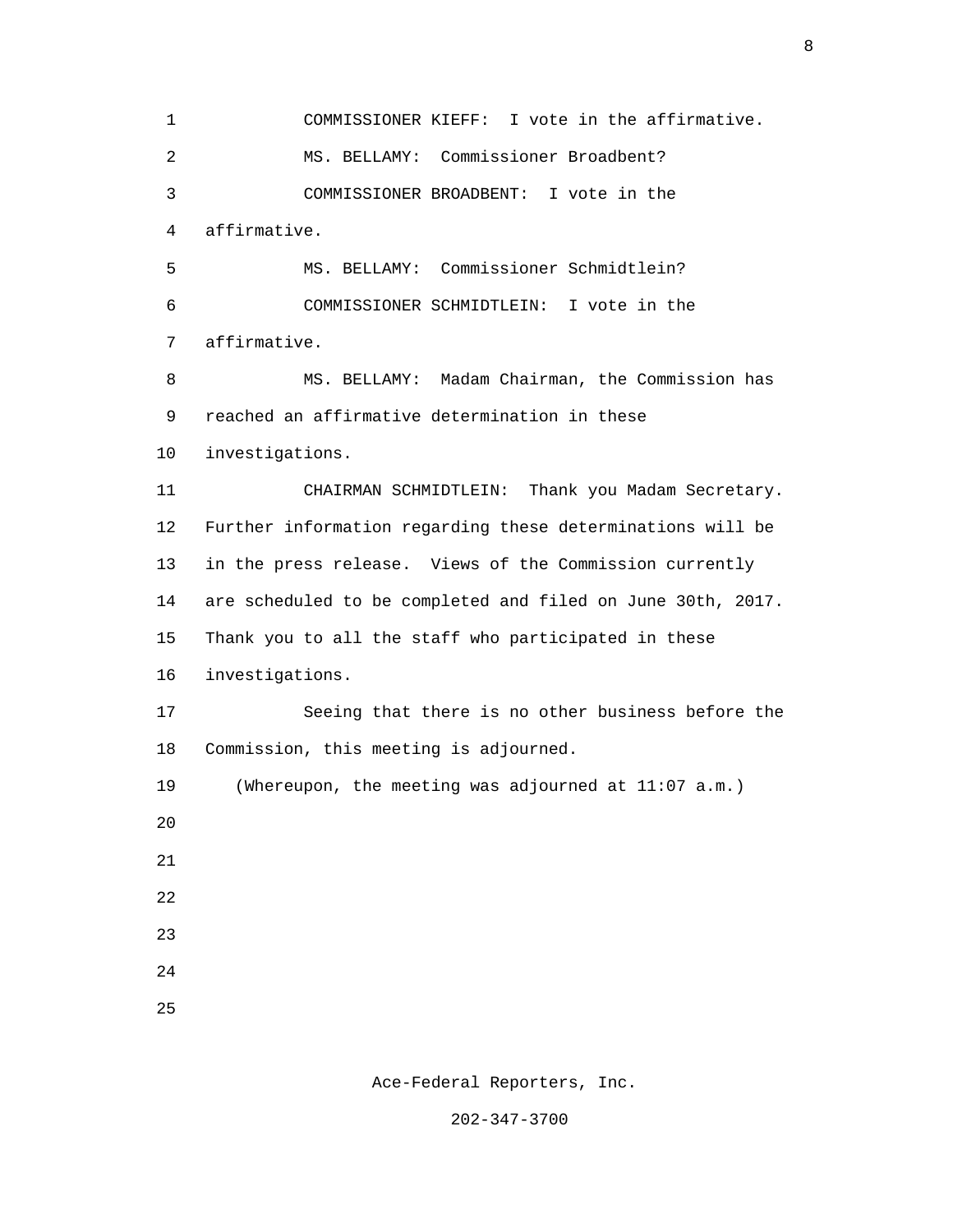COMMISSIONER KIEFF: I vote in the affirmative.

MS. BELLAMY: Commissioner Broadbent?

COMMISSIONER BROADBENT: I vote in the affirmative.

MS. BELLAMY: Commissioner Schmidtlein?

COMMISSIONER SCHMIDTLEIN: I vote in the affirmative.

MS. BELLAMY: Madam Chairman, the Commission has reached an affirmative determination in these investigations.

CHAIRMAN SCHMIDTLEIN: Thank you Madam Secretary. Further information regarding these determinations will be in the press release. Views of the Commission currently are scheduled to be completed and filed on June 30th, 2017. Thank you to all the staff who participated in these investigations.

Seeing that there is no other business before the Commission, this meeting is adjourned.

(Whereupon, the meeting was adjourned at 11:07 a.m.)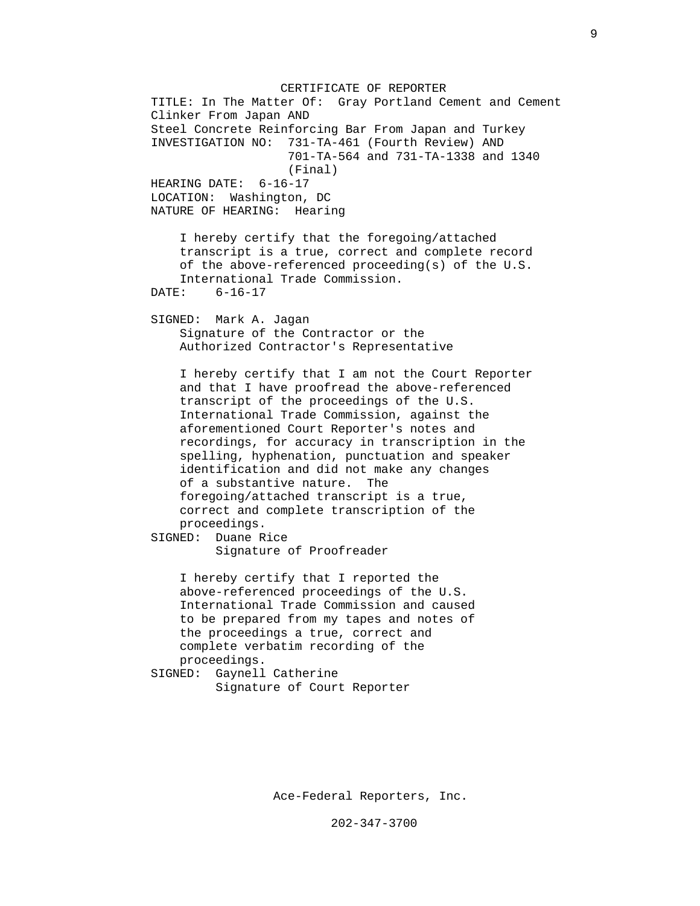CERTIFICATE OF REPORTER

TITLE: In The Matter Of: Gray Portland Cement and Cement Clinker From Japan AND
Steel Concrete Reinforcing Bar From Japan and Turkey

INVESTIGATION NO: 731-TA-461 (Fourth Review) AND
701-TA-564 and 731-TA-1338 and 1340
(Final)

HEARING DATE: 6-16-17

LOCATION: Washington, DC

NATURE OF HEARING: Hearing

I hereby certify that the foregoing/attached transcript is a true, correct and complete record of the above-referenced proceeding(s) of the U.S. International Trade Commission.

DATE: 6-16-17

SIGNED: Mark A. Jagan
Signature of the Contractor or the Authorized Contractor's Representative

I hereby certify that I am not the Court Reporter and that I have proofread the above-referenced transcript of the proceedings of the U.S. International Trade Commission, against the aforementioned Court Reporter's notes and recordings, for accuracy in transcription in the spelling, hyphenation, punctuation and speaker identification and did not make any changes of a substantive nature. The foregoing/attached transcript is a true, correct and complete transcription of the proceedings.

SIGNED: Duane Rice
Signature of Proofreader

I hereby certify that I reported the above-referenced proceedings of the U.S. International Trade Commission and caused to be prepared from my tapes and notes of the proceedings a true, correct and complete verbatim recording of the proceedings.

SIGNED: Gaynell Catherine
Signature of Court Reporter